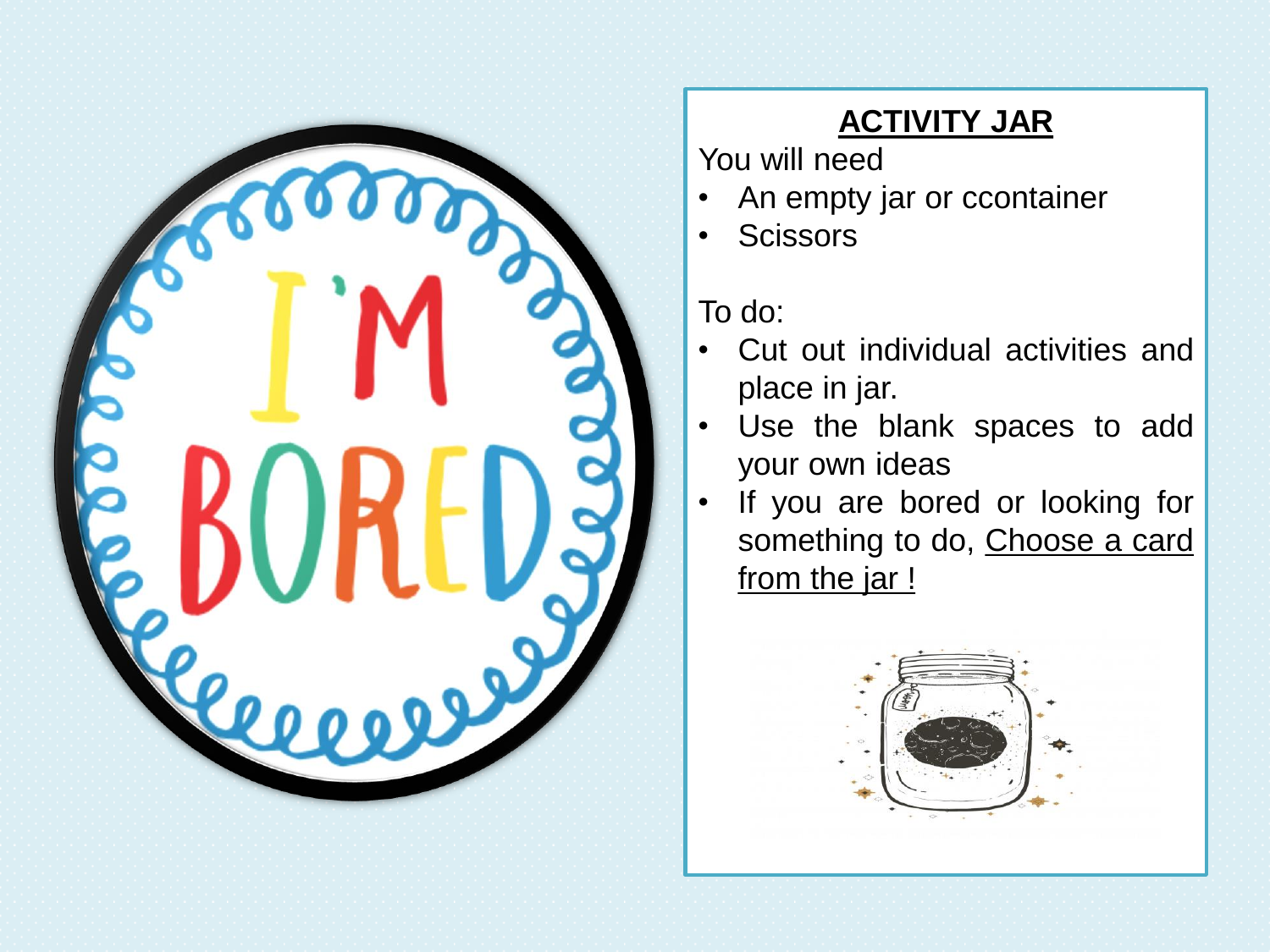I'M BORED

**ACTIVITY JAR**

You will need

- An empty jar or ccontainer
- Scissors

To do:

- Cut out individual activities and place in jar.
- Use the blank spaces to add your own ideas
- If you are bored or looking for something to do, Choose a card from the jar !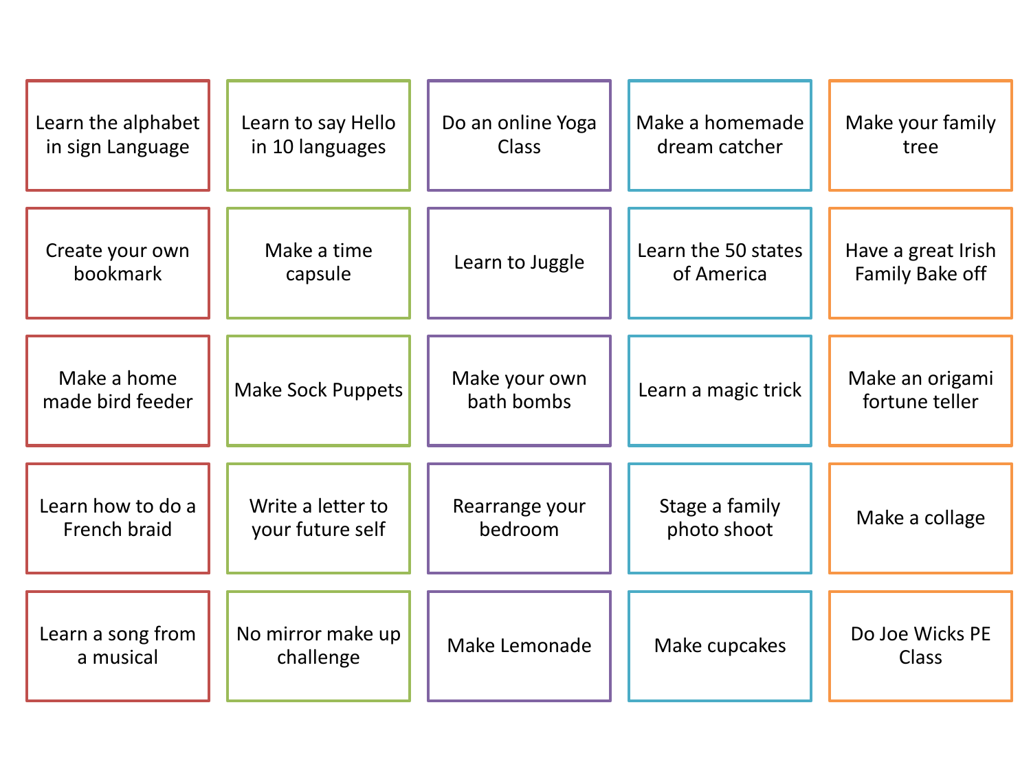| | | | | |
|---|---|---|---|---|
| Learn the alphabet in sign Language | Learn to say Hello in 10 languages | Do an online Yoga Class | Make a homemade dream catcher | Make your family tree |
| Create your own bookmark | Make a time capsule | Learn to Juggle | Learn the 50 states of America | Have a great Irish Family Bake off |
| Make a home made bird feeder | Make Sock Puppets | Make your own bath bombs | Learn a magic trick | Make an origami fortune teller |
| Learn how to do a French braid | Write a letter to your future self | Rearrange your bedroom | Stage a family photo shoot | Make a collage |
| Learn a song from a musical | No mirror make up challenge | Make Lemonade | Make cupcakes | Do Joe Wicks PE Class |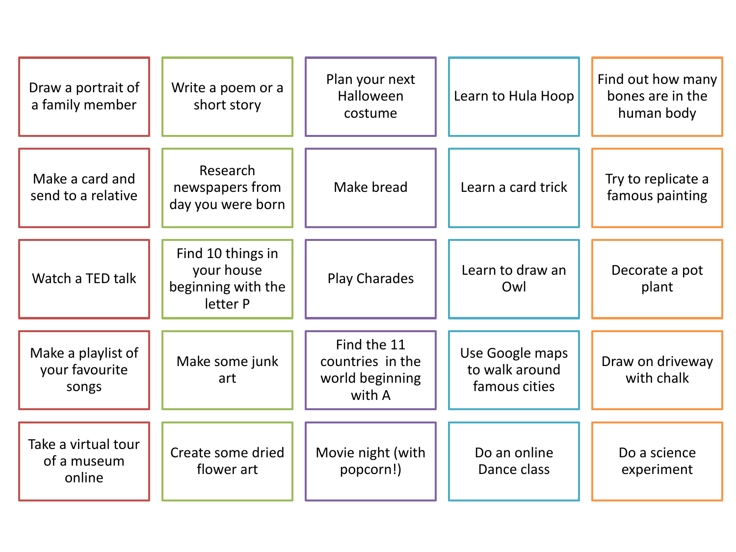| | | | | |
|---|---|---|---|---|
| Draw a portrait of a family member | Write a poem or a short story | Plan your next Halloween costume | Learn to Hula Hoop | Find out how many bones are in the human body |
| Make a card and send to a relative | Research newspapers from day you were born | Make bread | Learn a card trick | Try to replicate a famous painting |
| Watch a TED talk | Find 10 things in your house beginning with the letter P | Play Charades | Learn to draw an Owl | Decorate a pot plant |
| Make a playlist of your favourite songs | Make some junk art | Find the 11 countries in the world beginning with A | Use Google maps to walk around famous cities | Draw on driveway with chalk |
| Take a virtual tour of a museum online | Create some dried flower art | Movie night (with popcorn!) | Do an online Dance class | Do a science experiment |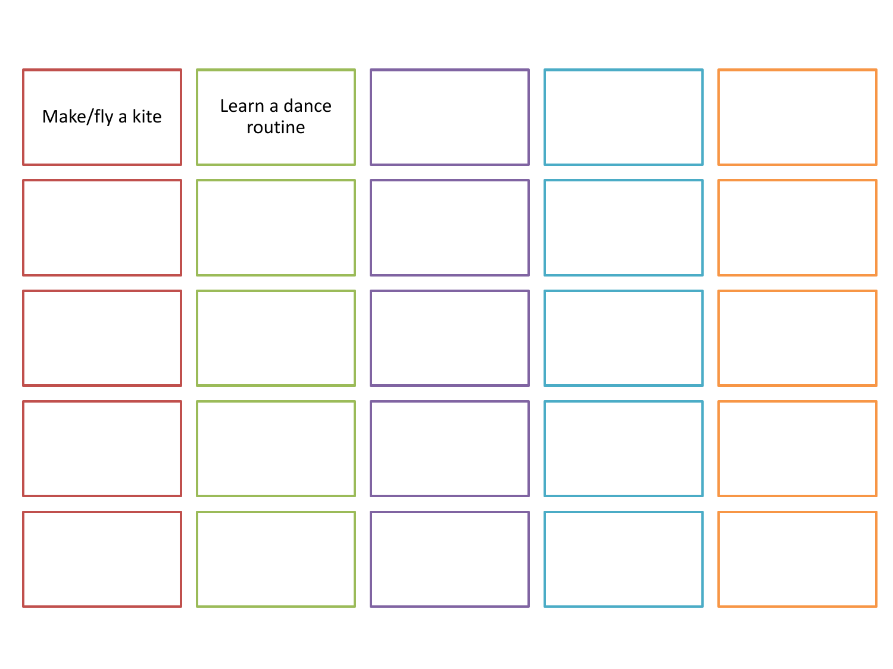| | | | | |
|---|---|---|---|---|
| Make/fly a kite | Learn a dance routine | | | |
| | | | | |
| | | | | |
| | | | | |
| | | | | |